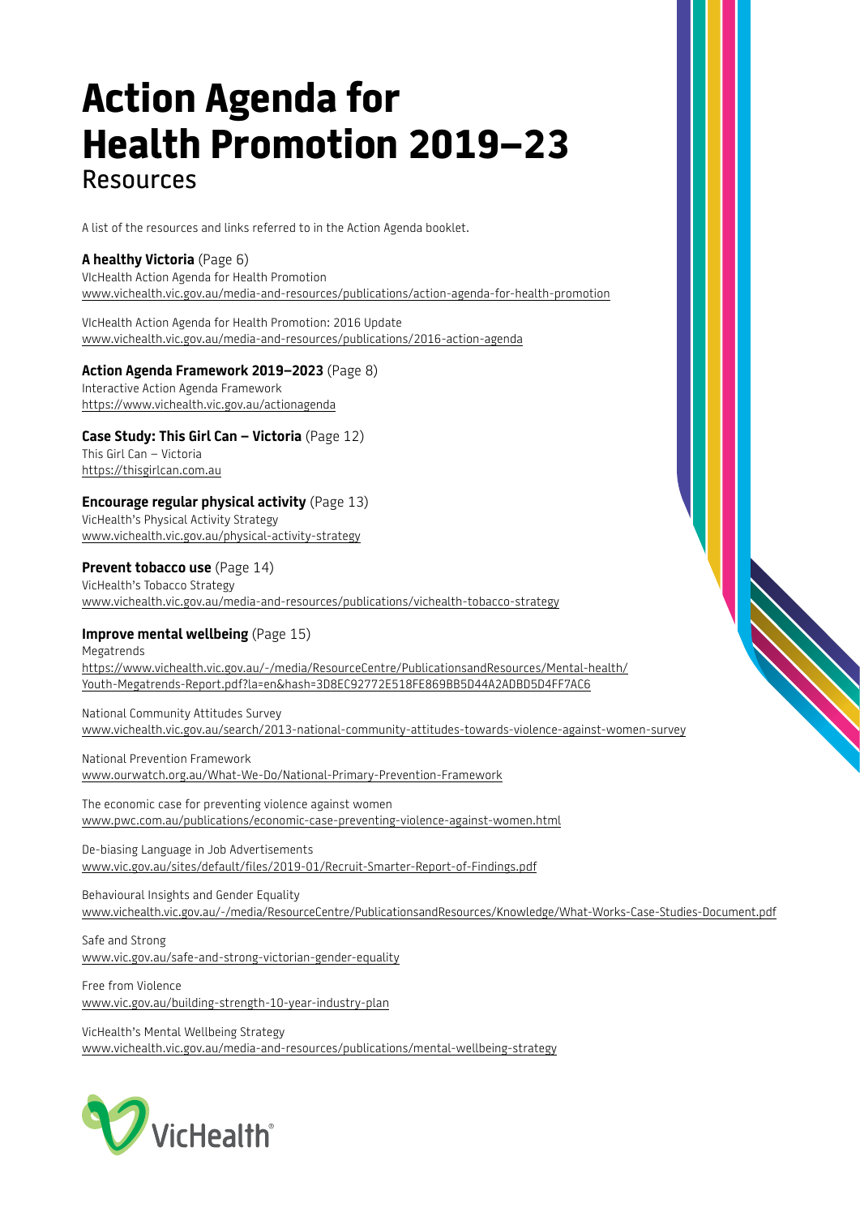# Action Agenda for Health Promotion 2019–23

## Resources

A list of the resources and links referred to in the Action Agenda booklet.

**A healthy Victoria** (Page 6)
VIcHealth Action Agenda for Health Promotion
www.vichealth.vic.gov.au/media-and-resources/publications/action-agenda-for-health-promotion

VIcHealth Action Agenda for Health Promotion: 2016 Update
www.vichealth.vic.gov.au/media-and-resources/publications/2016-action-agenda

**Action Agenda Framework 2019–2023** (Page 8)
Interactive Action Agenda Framework
https://www.vichealth.vic.gov.au/actionagenda

**Case Study: This Girl Can – Victoria** (Page 12)
This Girl Can – Victoria
https://thisgirlcan.com.au

**Encourage regular physical activity** (Page 13)
VicHealth's Physical Activity Strategy
www.vichealth.vic.gov.au/physical-activity-strategy

**Prevent tobacco use** (Page 14)
VicHealth's Tobacco Strategy
www.vichealth.vic.gov.au/media-and-resources/publications/vichealth-tobacco-strategy

**Improve mental wellbeing** (Page 15)
Megatrends
https://www.vichealth.vic.gov.au/-/media/ResourceCentre/PublicationsandResources/Mental-health/Youth-Megatrends-Report.pdf?la=en&hash=3D8EC92772E518FE869BB5D44A2ADBD5D4FF7AC6

National Community Attitudes Survey
www.vichealth.vic.gov.au/search/2013-national-community-attitudes-towards-violence-against-women-survey

National Prevention Framework
www.ourwatch.org.au/What-We-Do/National-Primary-Prevention-Framework

The economic case for preventing violence against women
www.pwc.com.au/publications/economic-case-preventing-violence-against-women.html

De-biasing Language in Job Advertisements
www.vic.gov.au/sites/default/files/2019-01/Recruit-Smarter-Report-of-Findings.pdf

Behavioural Insights and Gender Equality
www.vichealth.vic.gov.au/-/media/ResourceCentre/PublicationsandResources/Knowledge/What-Works-Case-Studies-Document.pdf

Safe and Strong
www.vic.gov.au/safe-and-strong-victorian-gender-equality

Free from Violence
www.vic.gov.au/building-strength-10-year-industry-plan

VicHealth's Mental Wellbeing Strategy
www.vichealth.vic.gov.au/media-and-resources/publications/mental-wellbeing-strategy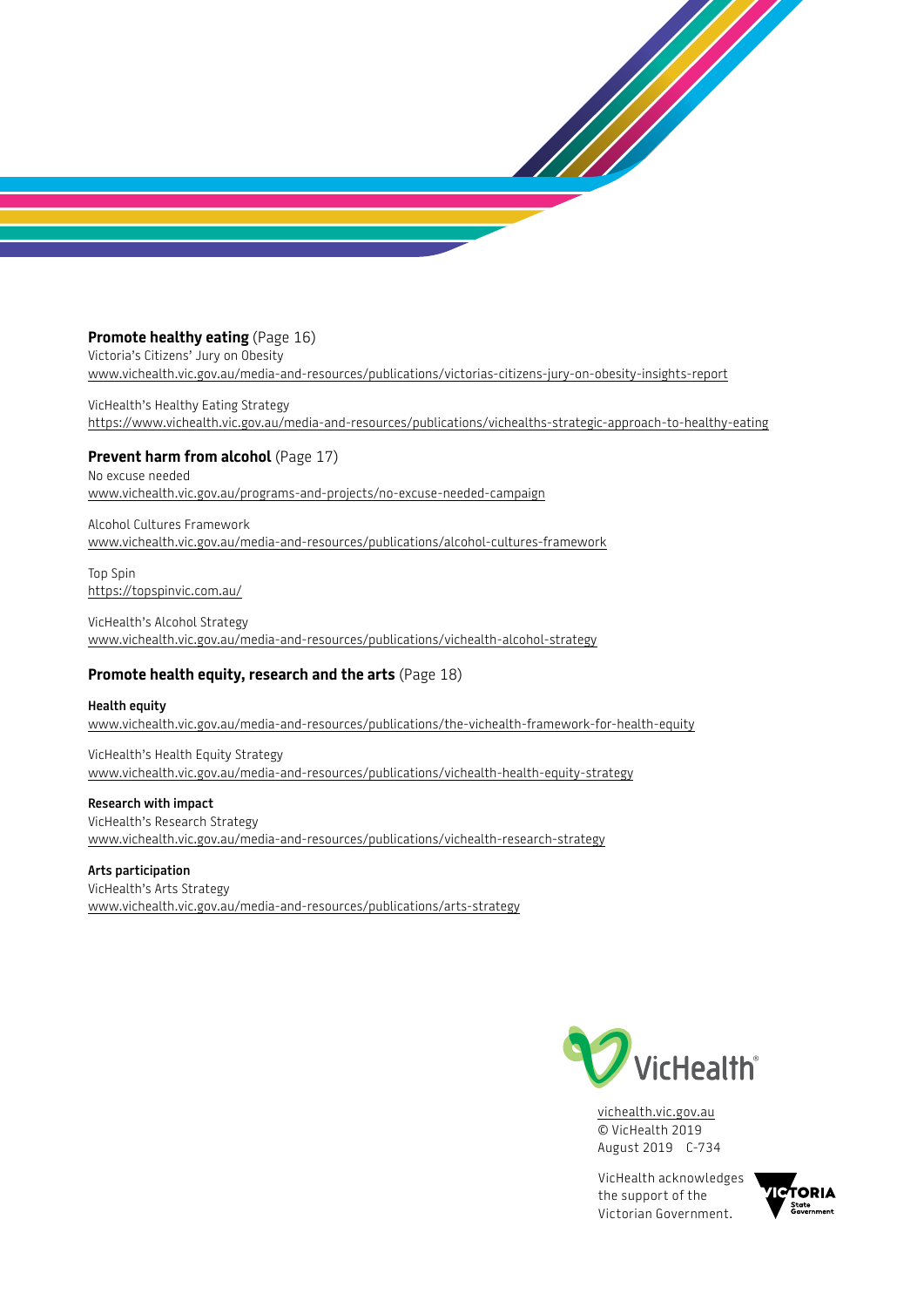**Promote healthy eating** (Page 16)

Victoria's Citizens' Jury on Obesity
www.vichealth.vic.gov.au/media-and-resources/publications/victorias-citizens-jury-on-obesity-insights-report

VicHealth's Healthy Eating Strategy
https://www.vichealth.vic.gov.au/media-and-resources/publications/vichealths-strategic-approach-to-healthy-eating

**Prevent harm from alcohol** (Page 17)

No excuse needed
www.vichealth.vic.gov.au/programs-and-projects/no-excuse-needed-campaign

Alcohol Cultures Framework
www.vichealth.vic.gov.au/media-and-resources/publications/alcohol-cultures-framework

Top Spin
https://topspinvic.com.au/

VicHealth's Alcohol Strategy
www.vichealth.vic.gov.au/media-and-resources/publications/vichealth-alcohol-strategy

**Promote health equity, research and the arts** (Page 18)

**Health equity**
www.vichealth.vic.gov.au/media-and-resources/publications/the-vichealth-framework-for-health-equity

VicHealth's Health Equity Strategy
www.vichealth.vic.gov.au/media-and-resources/publications/vichealth-health-equity-strategy

**Research with impact**
VicHealth's Research Strategy
www.vichealth.vic.gov.au/media-and-resources/publications/vichealth-research-strategy

**Arts participation**
VicHealth's Arts Strategy
www.vichealth.vic.gov.au/media-and-resources/publications/arts-strategy

VicHealth

vichealth.vic.gov.au
© VicHealth 2019
August 2019 C-734

VicHealth acknowledges the support of the Victorian Government.

VICTORIA State Government